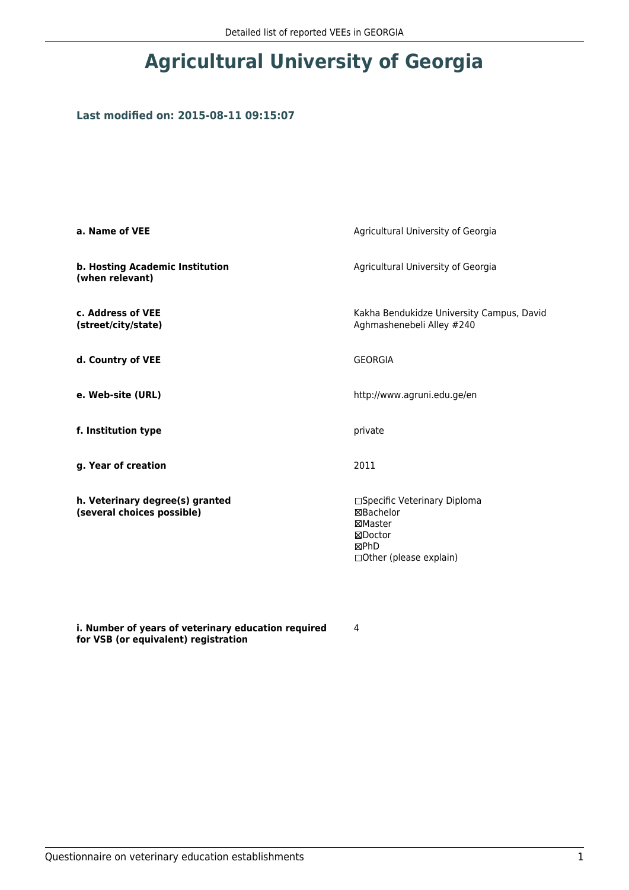# Agricultural University of Georgia

### Last modified on: 2015-08-11 09:15:07

| | |
|---|---|
| **a. Name of VEE** | Agricultural University of Georgia |
| **b. Hosting Academic Institution (when relevant)** | Agricultural University of Georgia |
| **c. Address of VEE (street/city/state)** | Kakha Bendukidze University Campus, David Aghmashenebeli Alley #240 |
| **d. Country of VEE** | GEORGIA |
| **e. Web-site (URL)** | http://www.agruni.edu.ge/en |
| **f. Institution type** | private |
| **g. Year of creation** | 2011 |
| **h. Veterinary degree(s) granted (several choices possible)** | ☐Specific Veterinary Diploma<br>☒Bachelor<br>☒Master<br>☒Doctor<br>☒PhD<br>☐Other (please explain) |
| **i. Number of years of veterinary education required for VSB (or equivalent) registration** | 4 |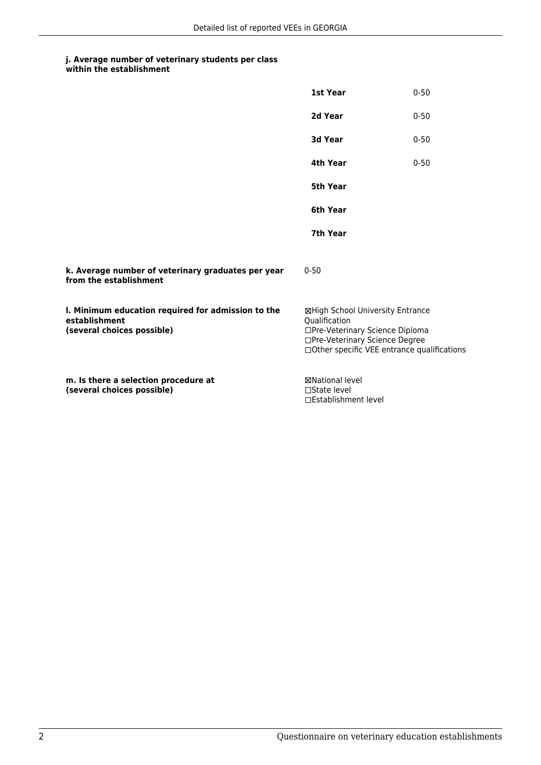**j. Average number of veterinary students per class within the establishment**

| | |
|---|---|
| **1st Year** | 0-50 |
| **2d Year** | 0-50 |
| **3d Year** | 0-50 |
| **4th Year** | 0-50 |
| **5th Year** | |
| **6th Year** | |
| **7th Year** | |

**k. Average number of veterinary graduates per year from the establishment**

0-50

**l. Minimum education required for admission to the establishment (several choices possible)**

☒High School University Entrance Qualification
☐Pre-Veterinary Science Diploma
☐Pre-Veterinary Science Degree
☐Other specific VEE entrance qualifications

**m. Is there a selection procedure at (several choices possible)**

☒National level
☐State level
☐Establishment level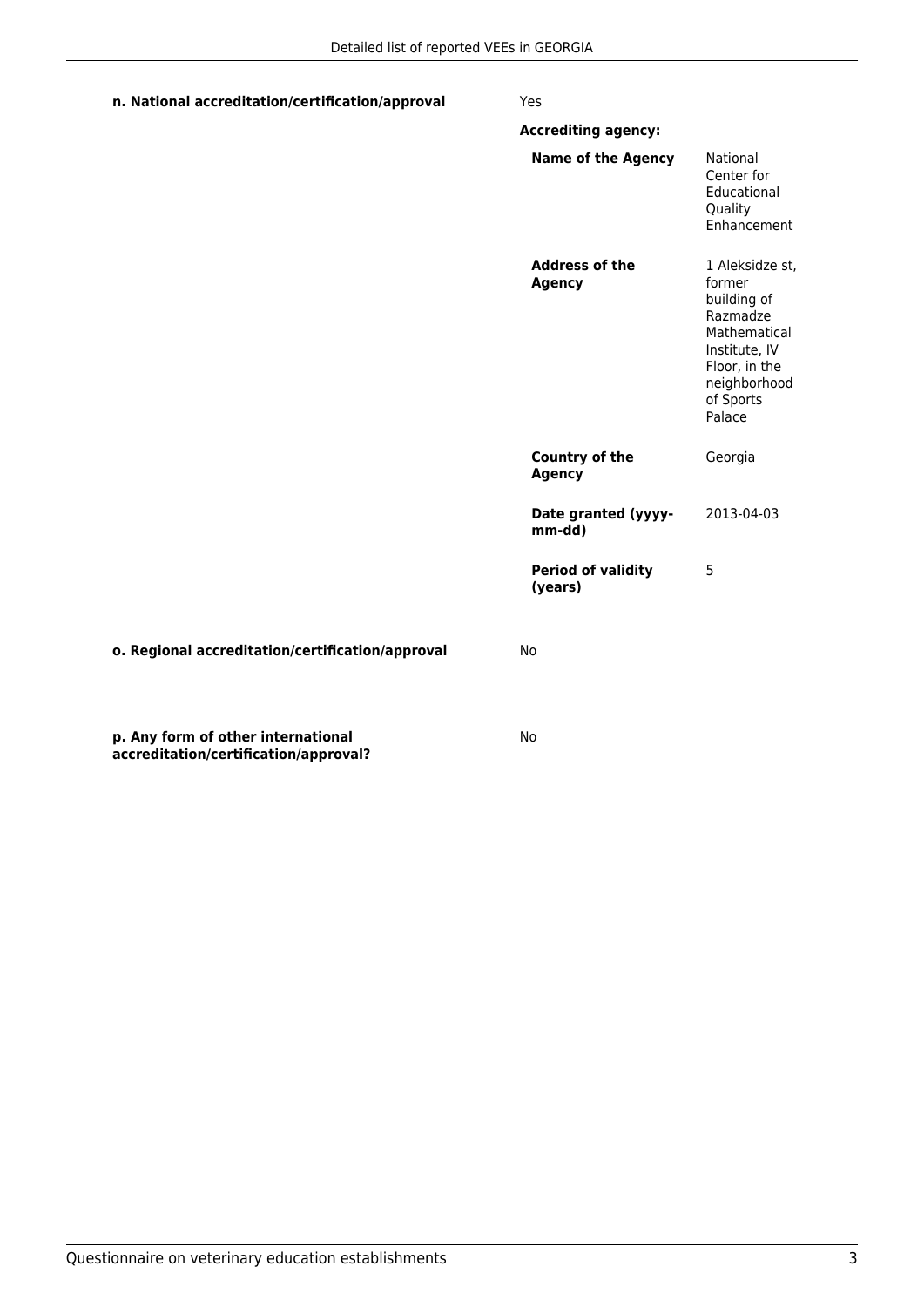**n. National accreditation/certification/approval**

Yes

**Accrediting agency:**

| | |
|---|---|
| **Name of the Agency** | National Center for Educational Quality Enhancement |
| **Address of the Agency** | 1 Aleksidze st, former building of Razmadze Mathematical Institute, IV Floor, in the neighborhood of Sports Palace |
| **Country of the Agency** | Georgia |
| **Date granted (yyyy-mm-dd)** | 2013-04-03 |
| **Period of validity (years)** | 5 |

**o. Regional accreditation/certification/approval**

No

**p. Any form of other international accreditation/certification/approval?**

No